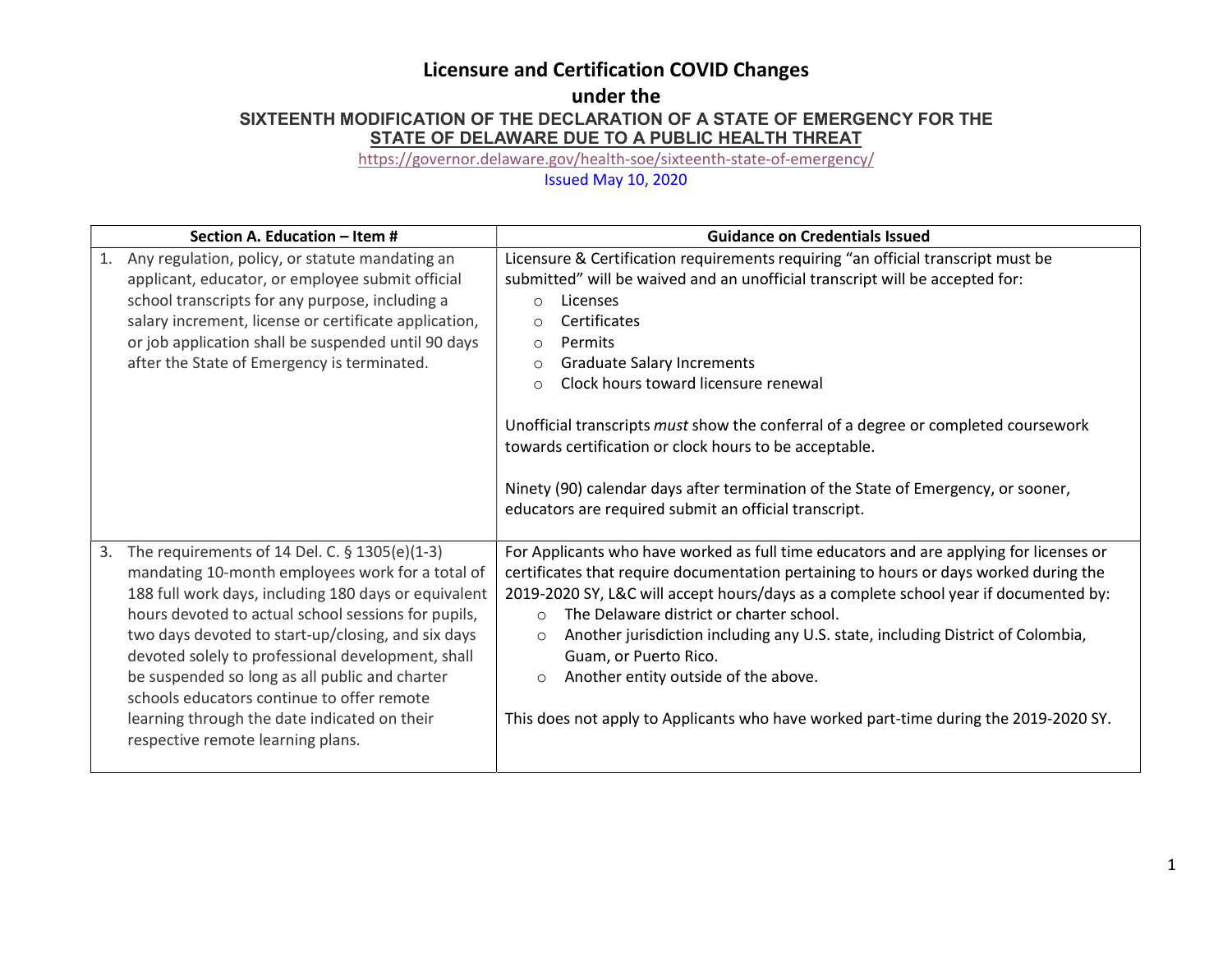# Licensure and Certification COVID Changes

## under the

### SIXTEENTH MODIFICATION OF THE DECLARATION OF A STATE OF EMERGENCY FOR THE STATE OF DELAWARE DUE TO A PUBLIC HEALTH THREAT

https://governor.delaware.gov/health-soe/sixteenth-state-of-emergency/

Issued May 10, 2020

| Section A. Education – Item # | Guidance on Credentials Issued |
|---|---|
| 1. Any regulation, policy, or statute mandating an applicant, educator, or employee submit official school transcripts for any purpose, including a salary increment, license or certificate application, or job application shall be suspended until 90 days after the State of Emergency is terminated. | Licensure & Certification requirements requiring "an official transcript must be submitted" will be waived and an unofficial transcript will be accepted for:<br>○ Licenses<br>○ Certificates<br>○ Permits<br>○ Graduate Salary Increments<br>○ Clock hours toward licensure renewal<br><br>Unofficial transcripts *must* show the conferral of a degree or completed coursework towards certification or clock hours to be acceptable.<br><br>Ninety (90) calendar days after termination of the State of Emergency, or sooner, educators are required submit an official transcript. |
| 3. The requirements of 14 Del. C. § 1305(e)(1-3) mandating 10-month employees work for a total of 188 full work days, including 180 days or equivalent hours devoted to actual school sessions for pupils, two days devoted to start-up/closing, and six days devoted solely to professional development, shall be suspended so long as all public and charter schools educators continue to offer remote learning through the date indicated on their respective remote learning plans. | For Applicants who have worked as full time educators and are applying for licenses or certificates that require documentation pertaining to hours or days worked during the 2019-2020 SY, L&C will accept hours/days as a complete school year if documented by:<br>○ The Delaware district or charter school.<br>○ Another jurisdiction including any U.S. state, including District of Colombia, Guam, or Puerto Rico.<br>○ Another entity outside of the above.<br><br>This does not apply to Applicants who have worked part-time during the 2019-2020 SY. |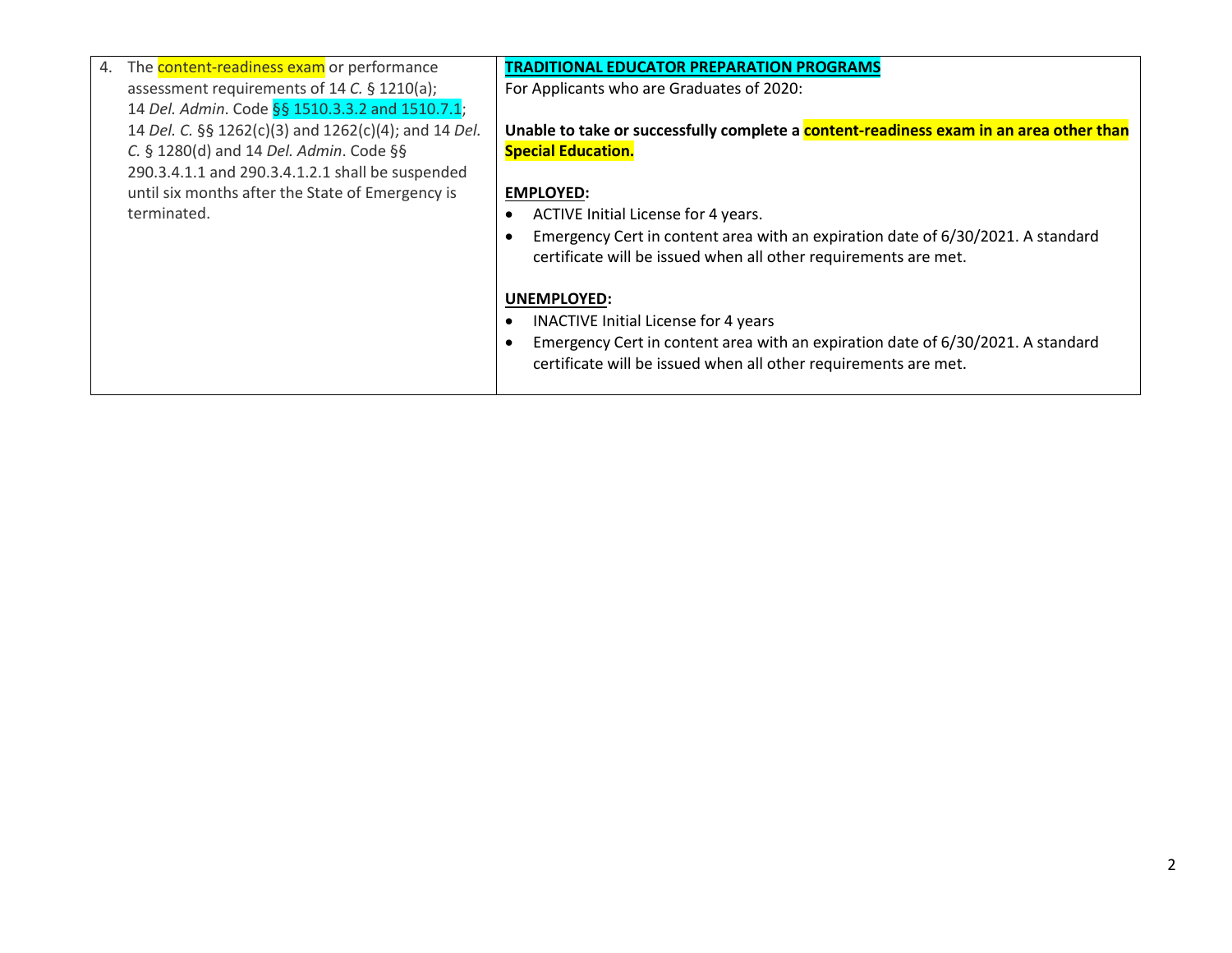| | |
|---|---|
| 4. The content-readiness exam or performance assessment requirements of 14 *C.* § 1210(a); 14 *Del. Admin*. Code §§ 1510.3.3.2 and 1510.7.1; 14 *Del. C.* §§ 1262(c)(3) and 1262(c)(4); and 14 *Del. C.* § 1280(d) and 14 *Del. Admin*. Code §§ 290.3.4.1.1 and 290.3.4.1.2.1 shall be suspended until six months after the State of Emergency is terminated. | **TRADITIONAL EDUCATOR PREPARATION PROGRAMS**<br>For Applicants who are Graduates of 2020:<br><br>**Unable to take or successfully complete a content-readiness exam in an area other than Special Education.**<br><br>**EMPLOYED:**<br>• ACTIVE Initial License for 4 years.<br>• Emergency Cert in content area with an expiration date of 6/30/2021. A standard certificate will be issued when all other requirements are met.<br><br>**UNEMPLOYED:**<br>• INACTIVE Initial License for 4 years<br>• Emergency Cert in content area with an expiration date of 6/30/2021. A standard certificate will be issued when all other requirements are met. |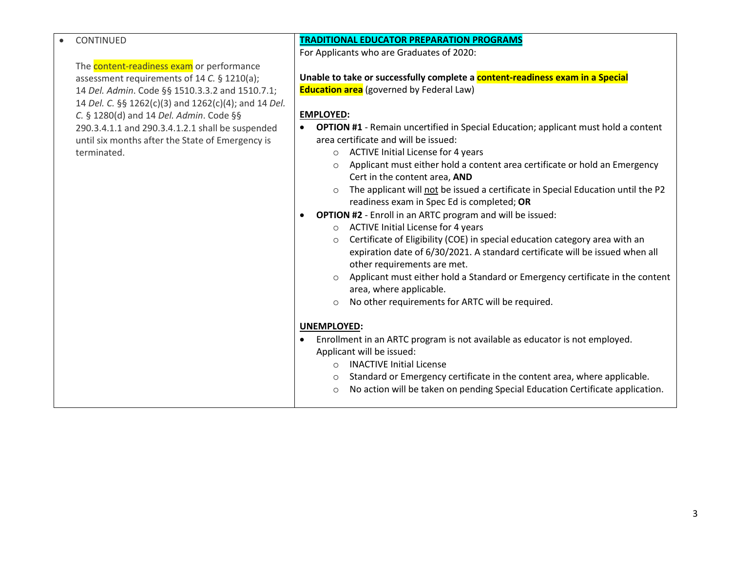| • CONTINUED<br><br>The content-readiness exam or performance assessment requirements of 14 *C.* § 1210(a); 14 *Del. Admin*. Code §§ 1510.3.3.2 and 1510.7.1; 14 *Del. C.* §§ 1262(c)(3) and 1262(c)(4); and 14 *Del. C.* § 1280(d) and 14 *Del. Admin*. Code §§ 290.3.4.1.1 and 290.3.4.1.2.1 shall be suspended until six months after the State of Emergency is terminated. | **TRADITIONAL EDUCATOR PREPARATION PROGRAMS**<br>For Applicants who are Graduates of 2020:<br><br>**Unable to take or successfully complete a content-readiness exam in a Special Education area** (governed by Federal Law)<br><br>**EMPLOYED:**<br>• **OPTION #1** - Remain uncertified in Special Education; applicant must hold a content area certificate and will be issued:<br>&nbsp;&nbsp;&nbsp;&nbsp;○ ACTIVE Initial License for 4 years<br>&nbsp;&nbsp;&nbsp;&nbsp;○ Applicant must either hold a content area certificate or hold an Emergency Cert in the content area, **AND**<br>&nbsp;&nbsp;&nbsp;&nbsp;○ The applicant will not be issued a certificate in Special Education until the P2 readiness exam in Spec Ed is completed; **OR**<br>• **OPTION #2** - Enroll in an ARTC program and will be issued:<br>&nbsp;&nbsp;&nbsp;&nbsp;○ ACTIVE Initial License for 4 years<br>&nbsp;&nbsp;&nbsp;&nbsp;○ Certificate of Eligibility (COE) in special education category area with an expiration date of 6/30/2021. A standard certificate will be issued when all other requirements are met.<br>&nbsp;&nbsp;&nbsp;&nbsp;○ Applicant must either hold a Standard or Emergency certificate in the content area, where applicable.<br>&nbsp;&nbsp;&nbsp;&nbsp;○ No other requirements for ARTC will be required.<br><br>**UNEMPLOYED:**<br>• Enrollment in an ARTC program is not available as educator is not employed. Applicant will be issued:<br>&nbsp;&nbsp;&nbsp;&nbsp;○ INACTIVE Initial License<br>&nbsp;&nbsp;&nbsp;&nbsp;○ Standard or Emergency certificate in the content area, where applicable.<br>&nbsp;&nbsp;&nbsp;&nbsp;○ No action will be taken on pending Special Education Certificate application. |
|---|---|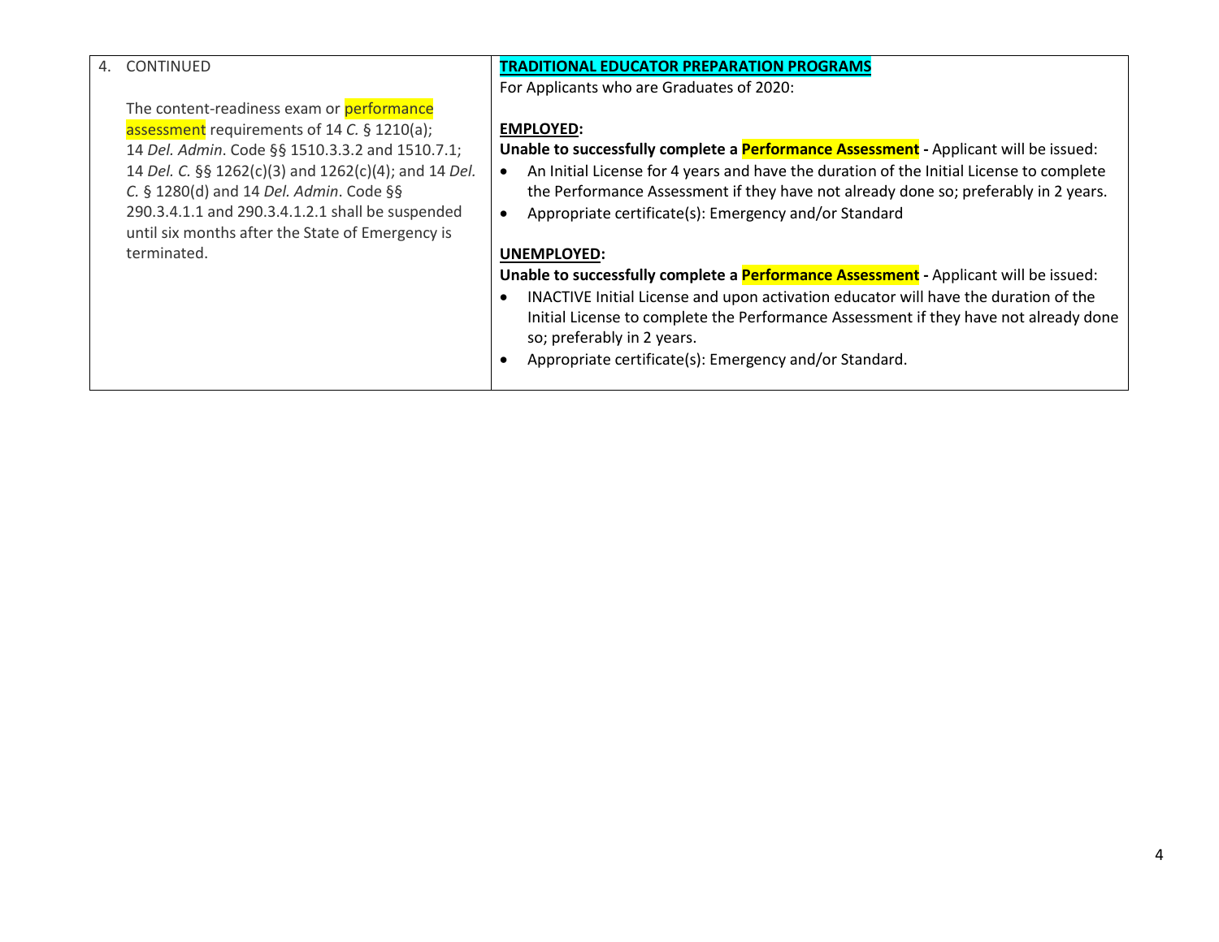| 4. CONTINUED<br><br>The content-readiness exam or performance assessment requirements of 14 *C.* § 1210(a); 14 *Del. Admin*. Code §§ 1510.3.3.2 and 1510.7.1; 14 *Del. C.* §§ 1262(c)(3) and 1262(c)(4); and 14 *Del. C.* § 1280(d) and 14 *Del. Admin*. Code §§ 290.3.4.1.1 and 290.3.4.1.2.1 shall be suspended until six months after the State of Emergency is terminated. | **TRADITIONAL EDUCATOR PREPARATION PROGRAMS**<br>For Applicants who are Graduates of 2020:<br><br>**EMPLOYED:**<br>**Unable to successfully complete a Performance Assessment -** Applicant will be issued:<br>• An Initial License for 4 years and have the duration of the Initial License to complete the Performance Assessment if they have not already done so; preferably in 2 years.<br>• Appropriate certificate(s): Emergency and/or Standard<br><br>**UNEMPLOYED:**<br>**Unable to successfully complete a Performance Assessment -** Applicant will be issued:<br>• INACTIVE Initial License and upon activation educator will have the duration of the Initial License to complete the Performance Assessment if they have not already done so; preferably in 2 years.<br>• Appropriate certificate(s): Emergency and/or Standard. |
|---|---|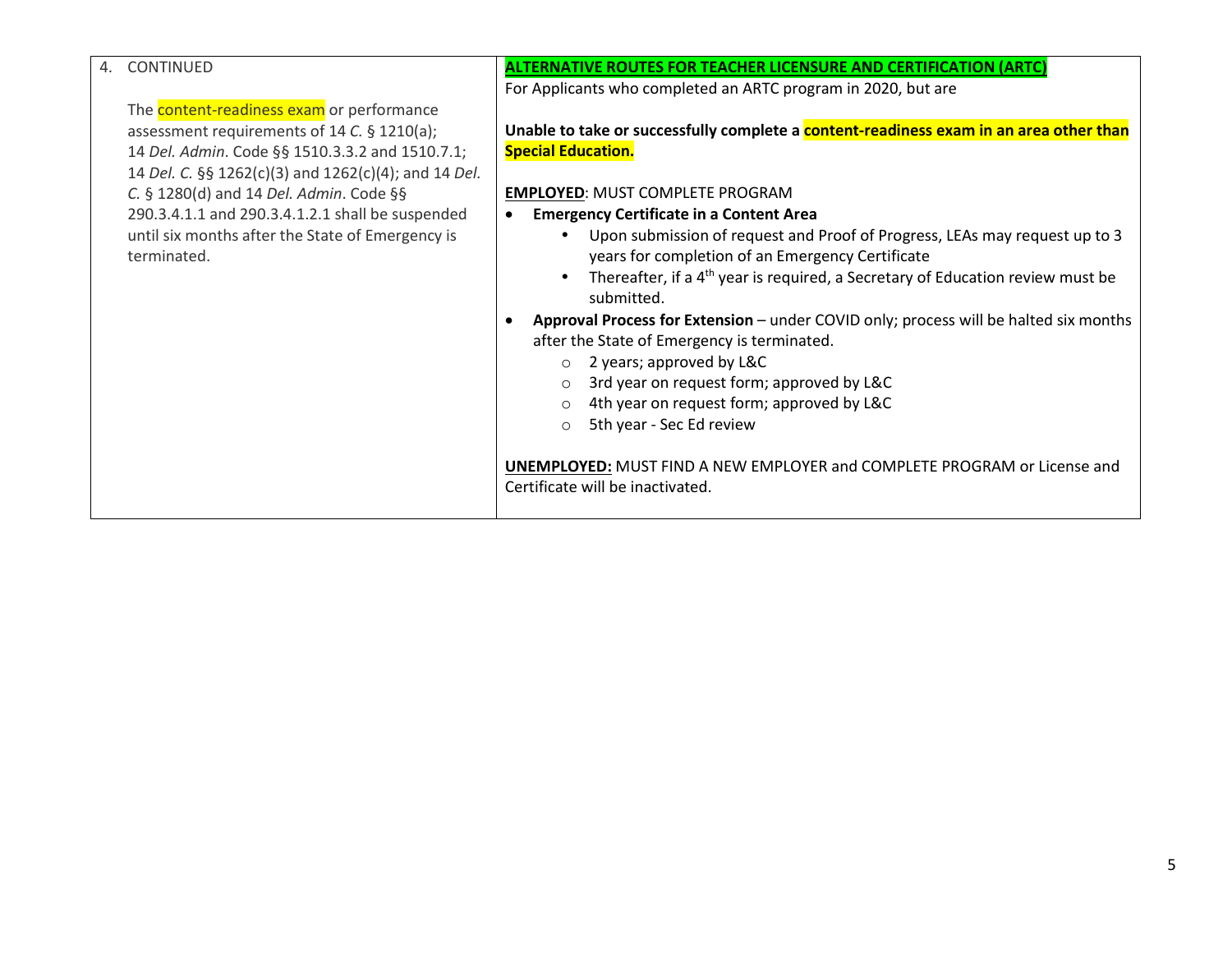| 4. CONTINUED | **ALTERNATIVE ROUTES FOR TEACHER LICENSURE AND CERTIFICATION (ARTC)**<br>For Applicants who completed an ARTC program in 2020, but are |
|---|---|
| The content-readiness exam or performance assessment requirements of 14 *C.* § 1210(a); 14 *Del. Admin*. Code §§ 1510.3.3.2 and 1510.7.1; 14 *Del. C.* §§ 1262(c)(3) and 1262(c)(4); and 14 *Del. C.* § 1280(d) and 14 *Del. Admin*. Code §§ 290.3.4.1.1 and 290.3.4.1.2.1 shall be suspended until six months after the State of Emergency is terminated. | **Unable to take or successfully complete a content-readiness exam in an area other than Special Education.**<br><br>**EMPLOYED**: MUST COMPLETE PROGRAM<br>• **Emergency Certificate in a Content Area**<br>&nbsp;&nbsp;&nbsp;&nbsp;• Upon submission of request and Proof of Progress, LEAs may request up to 3 years for completion of an Emergency Certificate<br>&nbsp;&nbsp;&nbsp;&nbsp;• Thereafter, if a 4th year is required, a Secretary of Education review must be submitted.<br>• **Approval Process for Extension** – under COVID only; process will be halted six months after the State of Emergency is terminated.<br>&nbsp;&nbsp;&nbsp;&nbsp;○ 2 years; approved by L&C<br>&nbsp;&nbsp;&nbsp;&nbsp;○ 3rd year on request form; approved by L&C<br>&nbsp;&nbsp;&nbsp;&nbsp;○ 4th year on request form; approved by L&C<br>&nbsp;&nbsp;&nbsp;&nbsp;○ 5th year - Sec Ed review<br><br>**UNEMPLOYED:** MUST FIND A NEW EMPLOYER and COMPLETE PROGRAM or License and Certificate will be inactivated. |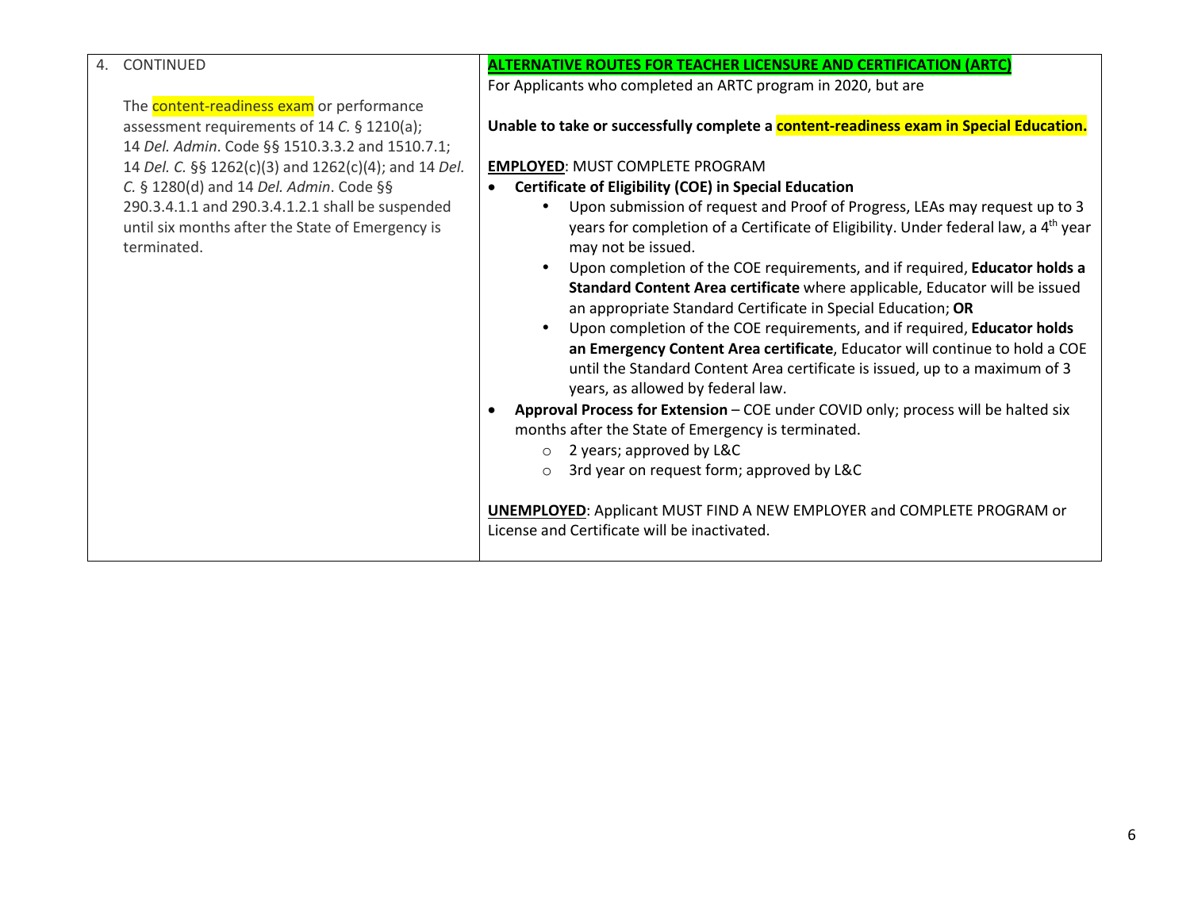| 4. CONTINUED | **ALTERNATIVE ROUTES FOR TEACHER LICENSURE AND CERTIFICATION (ARTC)** |
|---|---|
| The content-readiness exam or performance assessment requirements of 14 *C.* § 1210(a); 14 *Del. Admin*. Code §§ 1510.3.3.2 and 1510.7.1; 14 *Del. C.* §§ 1262(c)(3) and 1262(c)(4); and 14 *Del. C.* § 1280(d) and 14 *Del. Admin*. Code §§ 290.3.4.1.1 and 290.3.4.1.2.1 shall be suspended until six months after the State of Emergency is terminated. | For Applicants who completed an ARTC program in 2020, but are<br><br>**Unable to take or successfully complete a content-readiness exam in Special Education.**<br><br>**EMPLOYED**: MUST COMPLETE PROGRAM<br>• **Certificate of Eligibility (COE) in Special Education**<br>  • Upon submission of request and Proof of Progress, LEAs may request up to 3 years for completion of a Certificate of Eligibility. Under federal law, a 4th year may not be issued.<br>  • Upon completion of the COE requirements, and if required, **Educator holds a Standard Content Area certificate** where applicable, Educator will be issued an appropriate Standard Certificate in Special Education; **OR**<br>  • Upon completion of the COE requirements, and if required, **Educator holds an Emergency Content Area certificate**, Educator will continue to hold a COE until the Standard Content Area certificate is issued, up to a maximum of 3 years, as allowed by federal law.<br>• **Approval Process for Extension** – COE under COVID only; process will be halted six months after the State of Emergency is terminated.<br>  ○ 2 years; approved by L&C<br>  ○ 3rd year on request form; approved by L&C<br><br>**UNEMPLOYED**: Applicant MUST FIND A NEW EMPLOYER and COMPLETE PROGRAM or License and Certificate will be inactivated. |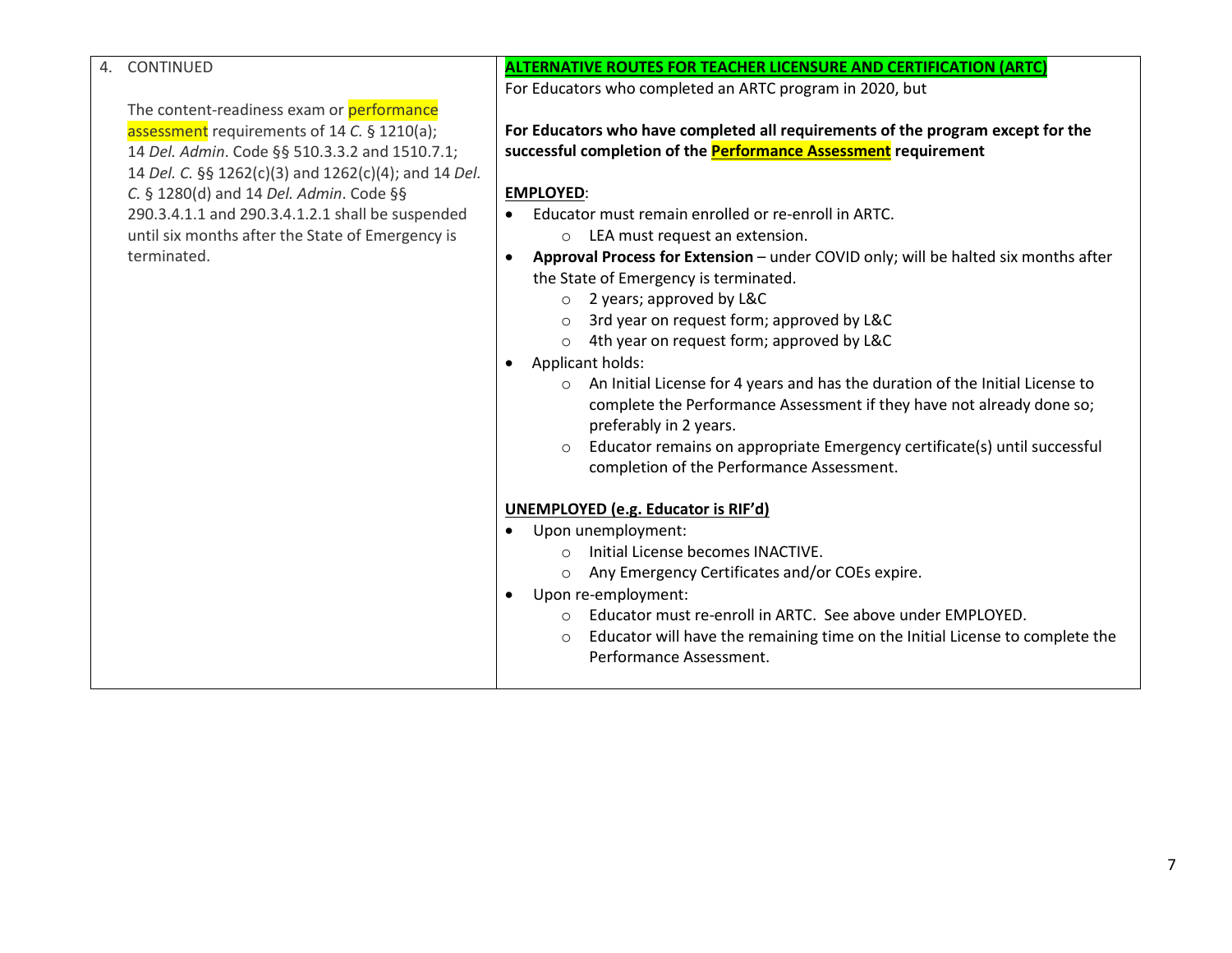| 4. CONTINUED | **ALTERNATIVE ROUTES FOR TEACHER LICENSURE AND CERTIFICATION (ARTC)** |
|---|---|
| The content-readiness exam or performance assessment requirements of 14 *C.* § 1210(a); 14 *Del. Admin*. Code §§ 510.3.3.2 and 1510.7.1; 14 *Del. C.* §§ 1262(c)(3) and 1262(c)(4); and 14 *Del. C.* § 1280(d) and 14 *Del. Admin*. Code §§ 290.3.4.1.1 and 290.3.4.1.2.1 shall be suspended until six months after the State of Emergency is terminated. | For Educators who completed an ARTC program in 2020, but<br><br>**For Educators who have completed all requirements of the program except for the successful completion of the Performance Assessment requirement**<br><br>**EMPLOYED**:<br>• Educator must remain enrolled or re-enroll in ARTC.<br>  ○ LEA must request an extension.<br>• **Approval Process for Extension** – under COVID only; will be halted six months after the State of Emergency is terminated.<br>  ○ 2 years; approved by L&C<br>  ○ 3rd year on request form; approved by L&C<br>  ○ 4th year on request form; approved by L&C<br>• Applicant holds:<br>  ○ An Initial License for 4 years and has the duration of the Initial License to complete the Performance Assessment if they have not already done so; preferably in 2 years.<br>  ○ Educator remains on appropriate Emergency certificate(s) until successful completion of the Performance Assessment.<br><br>**UNEMPLOYED (e.g. Educator is RIF'd)**<br>• Upon unemployment:<br>  ○ Initial License becomes INACTIVE.<br>  ○ Any Emergency Certificates and/or COEs expire.<br>• Upon re-employment:<br>  ○ Educator must re-enroll in ARTC. See above under EMPLOYED.<br>  ○ Educator will have the remaining time on the Initial License to complete the Performance Assessment. |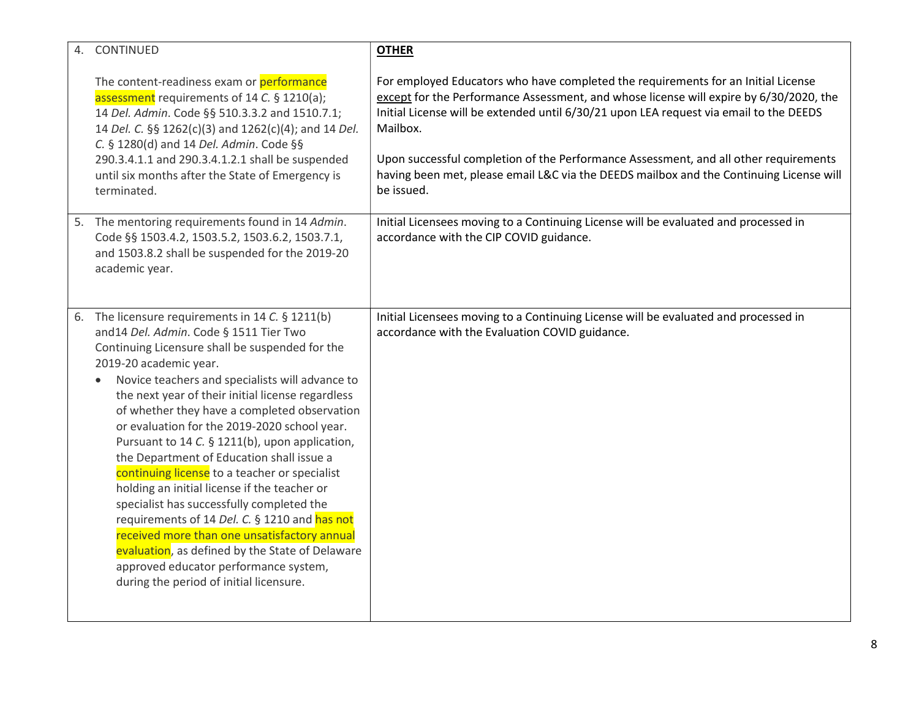| 4. CONTINUED<br><br>The content-readiness exam or performance assessment requirements of 14 *C.* § 1210(a); 14 *Del. Admin*. Code §§ 510.3.3.2 and 1510.7.1; 14 *Del. C.* §§ 1262(c)(3) and 1262(c)(4); and 14 *Del. C.* § 1280(d) and 14 *Del. Admin*. Code §§ 290.3.4.1.1 and 290.3.4.1.2.1 shall be suspended until six months after the State of Emergency is terminated. | **OTHER**<br><br>For employed Educators who have completed the requirements for an Initial License except for the Performance Assessment, and whose license will expire by 6/30/2020, the Initial License will be extended until 6/30/21 upon LEA request via email to the DEEDS Mailbox.<br><br>Upon successful completion of the Performance Assessment, and all other requirements having been met, please email L&C via the DEEDS mailbox and the Continuing License will be issued. |
|---|---|
| 5. The mentoring requirements found in 14 *Admin*. Code §§ 1503.4.2, 1503.5.2, 1503.6.2, 1503.7.1, and 1503.8.2 shall be suspended for the 2019-20 academic year. | Initial Licensees moving to a Continuing License will be evaluated and processed in accordance with the CIP COVID guidance. |
| 6. The licensure requirements in 14 *C.* § 1211(b) and14 *Del. Admin*. Code § 1511 Tier Two Continuing Licensure shall be suspended for the 2019-20 academic year.<br>• Novice teachers and specialists will advance to the next year of their initial license regardless of whether they have a completed observation or evaluation for the 2019-2020 school year. Pursuant to 14 *C.* § 1211(b), upon application, the Department of Education shall issue a continuing license to a teacher or specialist holding an initial license if the teacher or specialist has successfully completed the requirements of 14 *Del. C.* § 1210 and has not received more than one unsatisfactory annual evaluation, as defined by the State of Delaware approved educator performance system, during the period of initial licensure. | Initial Licensees moving to a Continuing License will be evaluated and processed in accordance with the Evaluation COVID guidance. |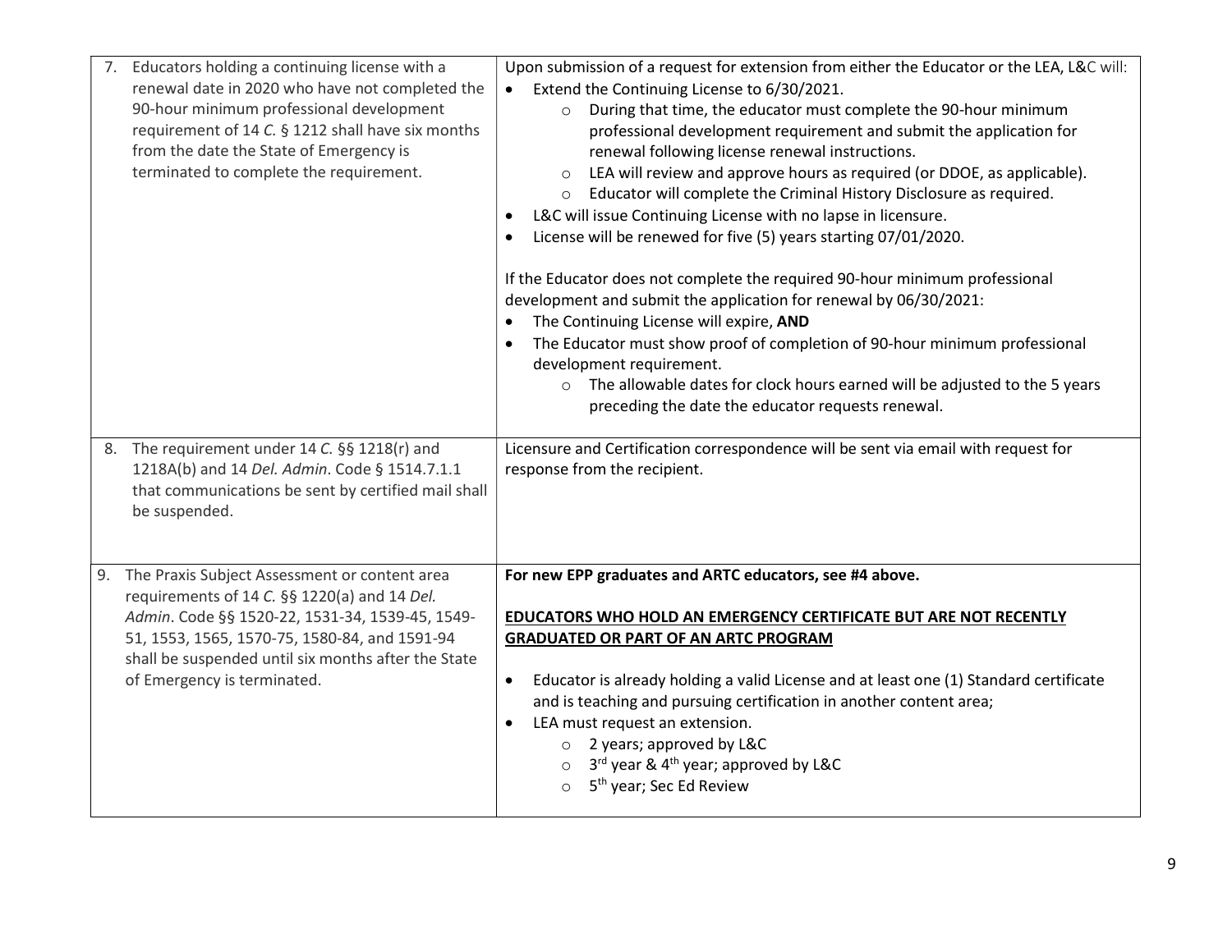| | |
|---|---|
| 7. Educators holding a continuing license with a renewal date in 2020 who have not completed the 90-hour minimum professional development requirement of 14 *C.* § 1212 shall have six months from the date the State of Emergency is terminated to complete the requirement. | Upon submission of a request for extension from either the Educator or the LEA, L&C will:<br>• Extend the Continuing License to 6/30/2021.<br>&nbsp;&nbsp;&nbsp;&nbsp;○ During that time, the educator must complete the 90-hour minimum professional development requirement and submit the application for renewal following license renewal instructions.<br>&nbsp;&nbsp;&nbsp;&nbsp;○ LEA will review and approve hours as required (or DDOE, as applicable).<br>&nbsp;&nbsp;&nbsp;&nbsp;○ Educator will complete the Criminal History Disclosure as required.<br>• L&C will issue Continuing License with no lapse in licensure.<br>• License will be renewed for five (5) years starting 07/01/2020.<br><br>If the Educator does not complete the required 90-hour minimum professional development and submit the application for renewal by 06/30/2021:<br>• The Continuing License will expire, **AND**<br>• The Educator must show proof of completion of 90-hour minimum professional development requirement.<br>&nbsp;&nbsp;&nbsp;&nbsp;○ The allowable dates for clock hours earned will be adjusted to the 5 years preceding the date the educator requests renewal. |
| 8. The requirement under 14 *C.* §§ 1218(r) and 1218A(b) and 14 *Del. Admin*. Code § 1514.7.1.1 that communications be sent by certified mail shall be suspended. | Licensure and Certification correspondence will be sent via email with request for response from the recipient. |
| 9. The Praxis Subject Assessment or content area requirements of 14 *C.* §§ 1220(a) and 14 *Del. Admin*. Code §§ 1520-22, 1531-34, 1539-45, 1549-51, 1553, 1565, 1570-75, 1580-84, and 1591-94 shall be suspended until six months after the State of Emergency is terminated. | **For new EPP graduates and ARTC educators, see #4 above.**<br><br>**<u>EDUCATORS WHO HOLD AN EMERGENCY CERTIFICATE BUT ARE NOT RECENTLY GRADUATED OR PART OF AN ARTC PROGRAM</u>**<br><br>• Educator is already holding a valid License and at least one (1) Standard certificate and is teaching and pursuing certification in another content area;<br>• LEA must request an extension.<br>&nbsp;&nbsp;&nbsp;&nbsp;○ 2 years; approved by L&C<br>&nbsp;&nbsp;&nbsp;&nbsp;○ 3rd year & 4th year; approved by L&C<br>&nbsp;&nbsp;&nbsp;&nbsp;○ 5th year; Sec Ed Review |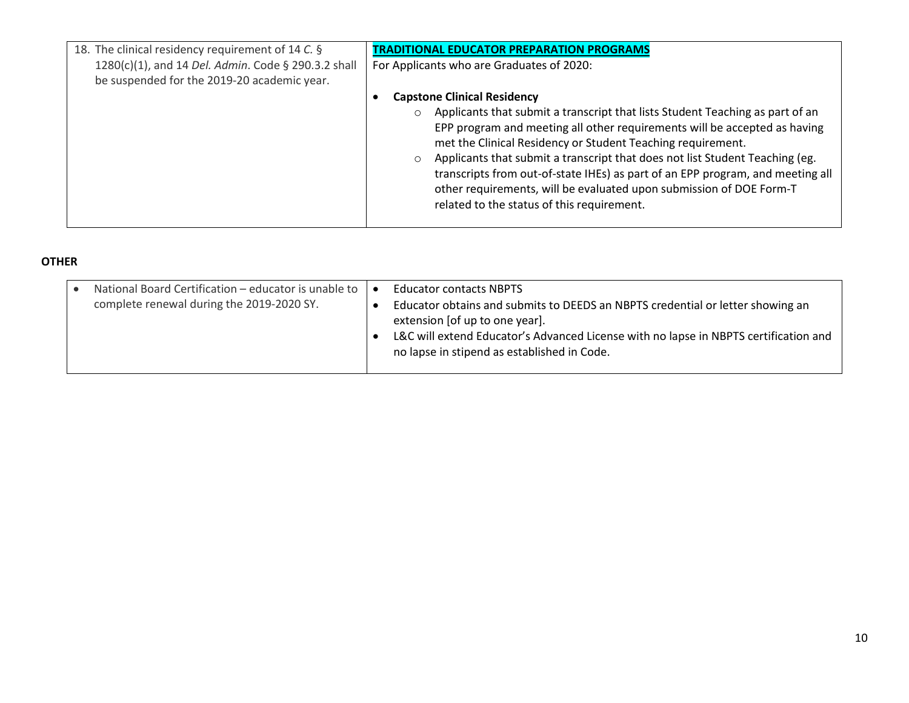| | |
|---|---|
| 18. The clinical residency requirement of 14 *C.* § 1280(c)(1), and 14 *Del. Admin*. Code § 290.3.2 shall be suspended for the 2019-20 academic year. | **TRADITIONAL EDUCATOR PREPARATION PROGRAMS**<br>For Applicants who are Graduates of 2020:<br>• **Capstone Clinical Residency**<br>  ○ Applicants that submit a transcript that lists Student Teaching as part of an EPP program and meeting all other requirements will be accepted as having met the Clinical Residency or Student Teaching requirement.<br>  ○ Applicants that submit a transcript that does not list Student Teaching (eg. transcripts from out-of-state IHEs) as part of an EPP program, and meeting all other requirements, will be evaluated upon submission of DOE Form-T related to the status of this requirement. |

**OTHER**

| | |
|---|---|
| • National Board Certification – educator is unable to complete renewal during the 2019-2020 SY. | • Educator contacts NBPTS<br>• Educator obtains and submits to DEEDS an NBPTS credential or letter showing an extension [of up to one year].<br>• L&C will extend Educator's Advanced License with no lapse in NBPTS certification and no lapse in stipend as established in Code. |